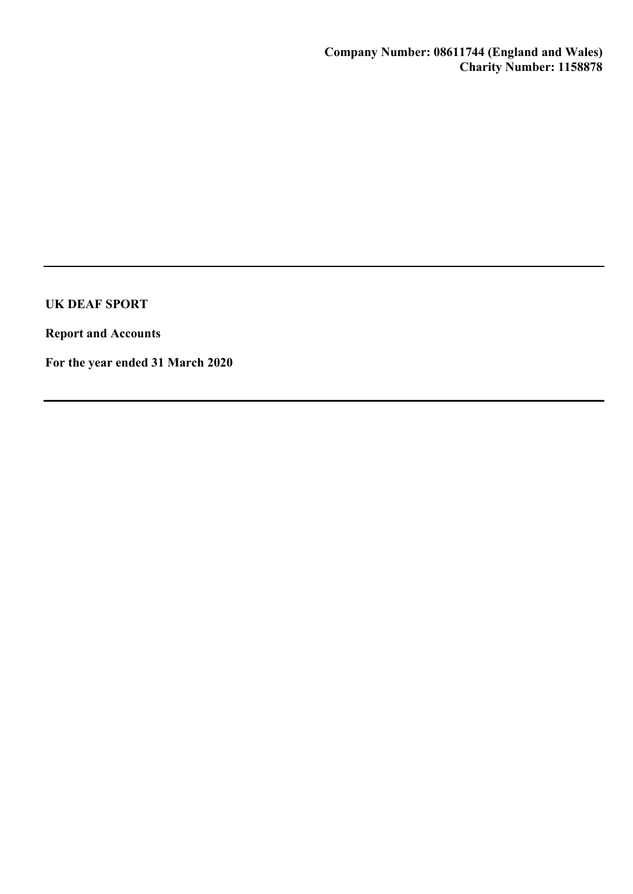**Company Number: 08611744 (England and Wales)**
**Charity Number: 1158878**

---

# UK DEAF SPORT

**Report and Accounts**

**For the year ended 31 March 2020**

---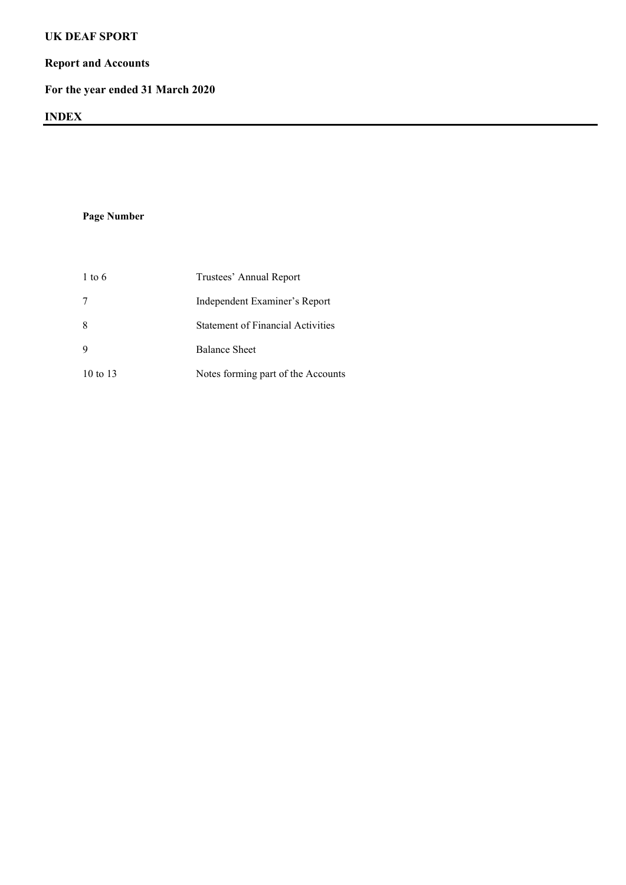**UK DEAF SPORT**

**Report and Accounts**

**For the year ended 31 March 2020**

**INDEX**

| **Page Number** | |
|---|---|
| 1 to 6 | Trustees' Annual Report |
| 7 | Independent Examiner's Report |
| 8 | Statement of Financial Activities |
| 9 | Balance Sheet |
| 10 to 13 | Notes forming part of the Accounts |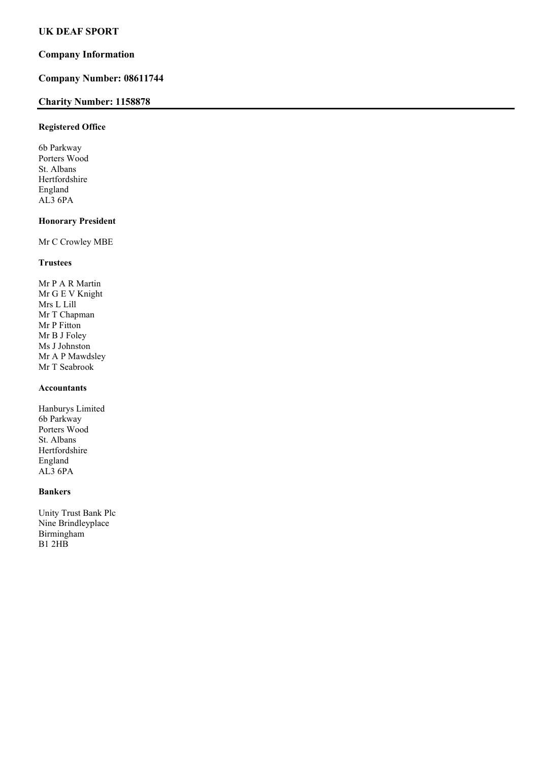# UK DEAF SPORT

## Company Information

## Company Number: 08611744

## Charity Number: 1158878

---

### Registered Office

6b Parkway
Porters Wood
St. Albans
Hertfordshire
England
AL3 6PA

### Honorary President

Mr C Crowley MBE

### Trustees

Mr P A R Martin
Mr G E V Knight
Mrs L Lill
Mr T Chapman
Mr P Fitton
Mr B J Foley
Ms J Johnston
Mr A P Mawdsley
Mr T Seabrook

### Accountants

Hanburys Limited
6b Parkway
Porters Wood
St. Albans
Hertfordshire
England
AL3 6PA

### Bankers

Unity Trust Bank Plc
Nine Brindleyplace
Birmingham
B1 2HB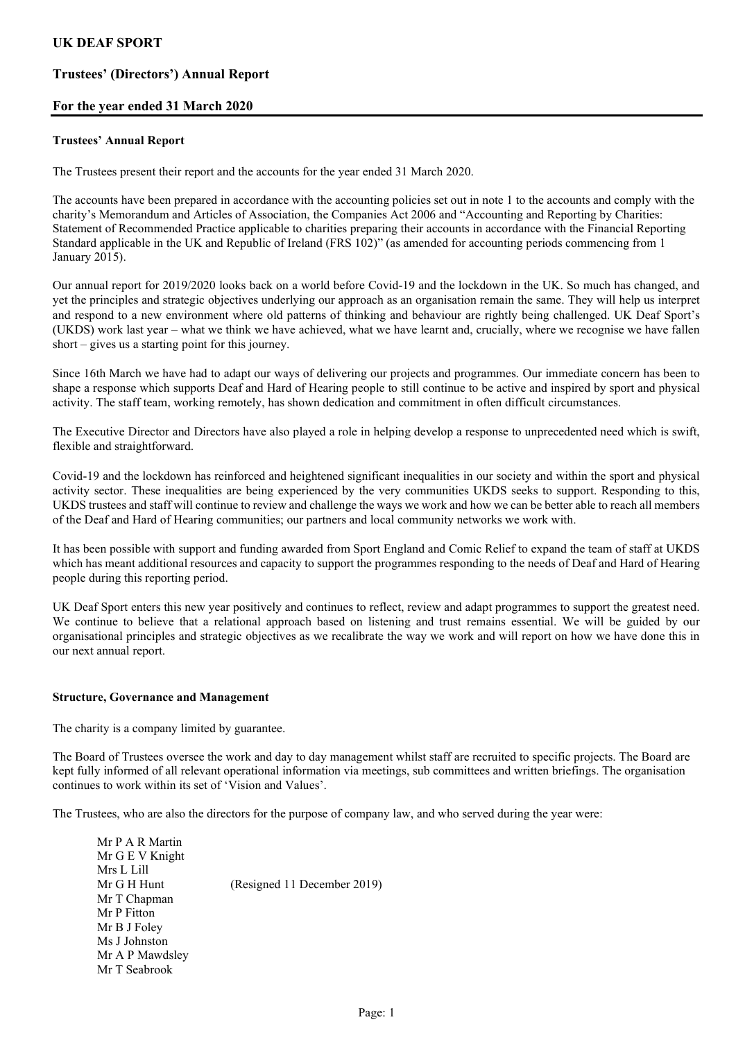# UK DEAF SPORT

## Trustees' (Directors') Annual Report

## For the year ended 31 March 2020

### Trustees' Annual Report

The Trustees present their report and the accounts for the year ended 31 March 2020.

The accounts have been prepared in accordance with the accounting policies set out in note 1 to the accounts and comply with the charity's Memorandum and Articles of Association, the Companies Act 2006 and "Accounting and Reporting by Charities: Statement of Recommended Practice applicable to charities preparing their accounts in accordance with the Financial Reporting Standard applicable in the UK and Republic of Ireland (FRS 102)" (as amended for accounting periods commencing from 1 January 2015).

Our annual report for 2019/2020 looks back on a world before Covid-19 and the lockdown in the UK. So much has changed, and yet the principles and strategic objectives underlying our approach as an organisation remain the same. They will help us interpret and respond to a new environment where old patterns of thinking and behaviour are rightly being challenged. UK Deaf Sport's (UKDS) work last year – what we think we have achieved, what we have learnt and, crucially, where we recognise we have fallen short – gives us a starting point for this journey.

Since 16th March we have had to adapt our ways of delivering our projects and programmes. Our immediate concern has been to shape a response which supports Deaf and Hard of Hearing people to still continue to be active and inspired by sport and physical activity. The staff team, working remotely, has shown dedication and commitment in often difficult circumstances.

The Executive Director and Directors have also played a role in helping develop a response to unprecedented need which is swift, flexible and straightforward.

Covid-19 and the lockdown has reinforced and heightened significant inequalities in our society and within the sport and physical activity sector. These inequalities are being experienced by the very communities UKDS seeks to support. Responding to this, UKDS trustees and staff will continue to review and challenge the ways we work and how we can be better able to reach all members of the Deaf and Hard of Hearing communities; our partners and local community networks we work with.

It has been possible with support and funding awarded from Sport England and Comic Relief to expand the team of staff at UKDS which has meant additional resources and capacity to support the programmes responding to the needs of Deaf and Hard of Hearing people during this reporting period.

UK Deaf Sport enters this new year positively and continues to reflect, review and adapt programmes to support the greatest need. We continue to believe that a relational approach based on listening and trust remains essential. We will be guided by our organisational principles and strategic objectives as we recalibrate the way we work and will report on how we have done this in our next annual report.

### Structure, Governance and Management

The charity is a company limited by guarantee.

The Board of Trustees oversee the work and day to day management whilst staff are recruited to specific projects. The Board are kept fully informed of all relevant operational information via meetings, sub committees and written briefings. The organisation continues to work within its set of 'Vision and Values'.

The Trustees, who are also the directors for the purpose of company law, and who served during the year were:

Mr P A R Martin
Mr G E V Knight
Mrs L Lill
Mr G H Hunt (Resigned 11 December 2019)
Mr T Chapman
Mr P Fitton
Mr B J Foley
Ms J Johnston
Mr A P Mawdsley
Mr T Seabrook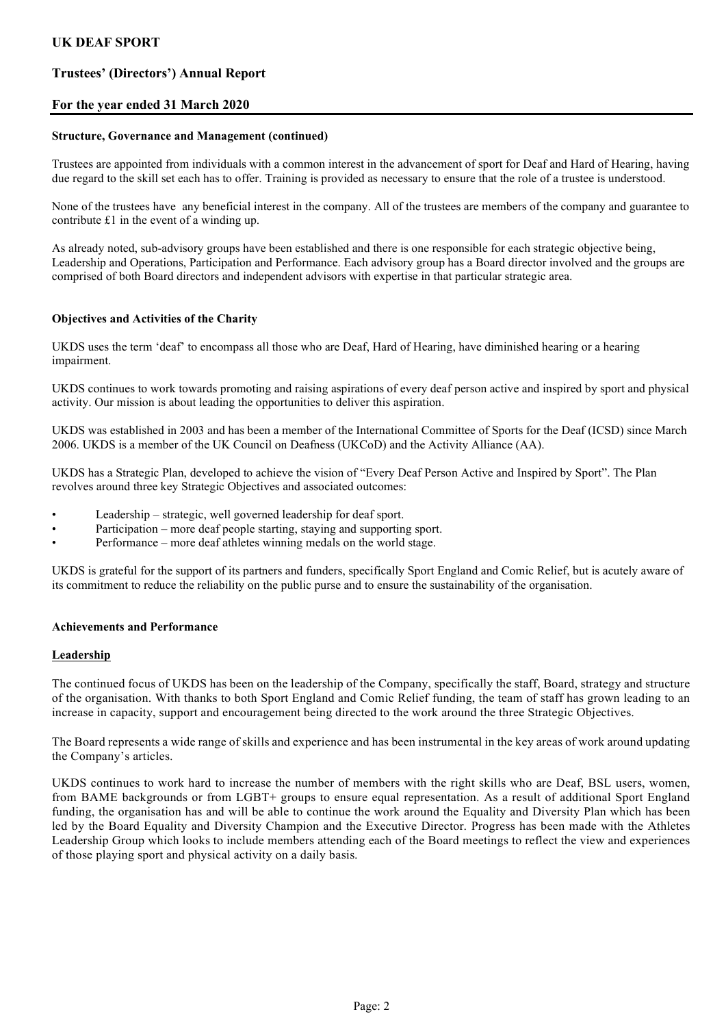### Structure, Governance and Management (continued)

Trustees are appointed from individuals with a common interest in the advancement of sport for Deaf and Hard of Hearing, having due regard to the skill set each has to offer. Training is provided as necessary to ensure that the role of a trustee is understood.

None of the trustees have any beneficial interest in the company. All of the trustees are members of the company and guarantee to contribute £1 in the event of a winding up.

As already noted, sub-advisory groups have been established and there is one responsible for each strategic objective being, Leadership and Operations, Participation and Performance. Each advisory group has a Board director involved and the groups are comprised of both Board directors and independent advisors with expertise in that particular strategic area.

### Objectives and Activities of the Charity

UKDS uses the term 'deaf' to encompass all those who are Deaf, Hard of Hearing, have diminished hearing or a hearing impairment.

UKDS continues to work towards promoting and raising aspirations of every deaf person active and inspired by sport and physical activity. Our mission is about leading the opportunities to deliver this aspiration.

UKDS was established in 2003 and has been a member of the International Committee of Sports for the Deaf (ICSD) since March 2006. UKDS is a member of the UK Council on Deafness (UKCoD) and the Activity Alliance (AA).

UKDS has a Strategic Plan, developed to achieve the vision of "Every Deaf Person Active and Inspired by Sport". The Plan revolves around three key Strategic Objectives and associated outcomes:

- Leadership – strategic, well governed leadership for deaf sport.
- Participation – more deaf people starting, staying and supporting sport.
- Performance – more deaf athletes winning medals on the world stage.

UKDS is grateful for the support of its partners and funders, specifically Sport England and Comic Relief, but is acutely aware of its commitment to reduce the reliability on the public purse and to ensure the sustainability of the organisation.

### Achievements and Performance

#### Leadership

The continued focus of UKDS has been on the leadership of the Company, specifically the staff, Board, strategy and structure of the organisation. With thanks to both Sport England and Comic Relief funding, the team of staff has grown leading to an increase in capacity, support and encouragement being directed to the work around the three Strategic Objectives.

The Board represents a wide range of skills and experience and has been instrumental in the key areas of work around updating the Company's articles.

UKDS continues to work hard to increase the number of members with the right skills who are Deaf, BSL users, women, from BAME backgrounds or from LGBT+ groups to ensure equal representation. As a result of additional Sport England funding, the organisation has and will be able to continue the work around the Equality and Diversity Plan which has been led by the Board Equality and Diversity Champion and the Executive Director. Progress has been made with the Athletes Leadership Group which looks to include members attending each of the Board meetings to reflect the view and experiences of those playing sport and physical activity on a daily basis.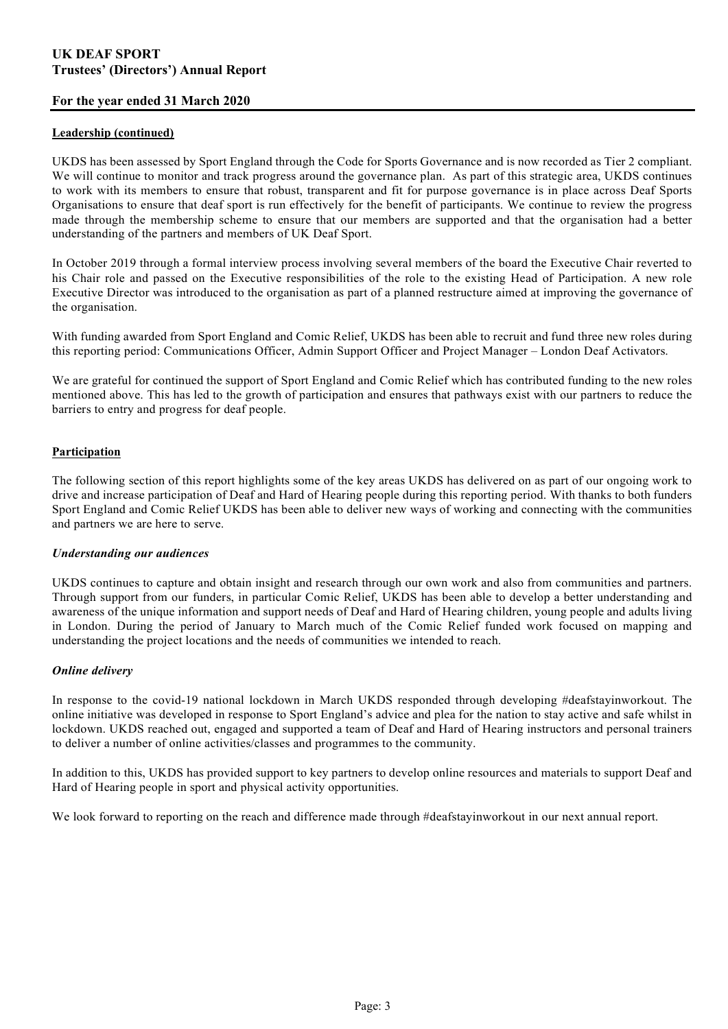### Leadership (continued)

UKDS has been assessed by Sport England through the Code for Sports Governance and is now recorded as Tier 2 compliant. We will continue to monitor and track progress around the governance plan. As part of this strategic area, UKDS continues to work with its members to ensure that robust, transparent and fit for purpose governance is in place across Deaf Sports Organisations to ensure that deaf sport is run effectively for the benefit of participants. We continue to review the progress made through the membership scheme to ensure that our members are supported and that the organisation had a better understanding of the partners and members of UK Deaf Sport.

In October 2019 through a formal interview process involving several members of the board the Executive Chair reverted to his Chair role and passed on the Executive responsibilities of the role to the existing Head of Participation. A new role Executive Director was introduced to the organisation as part of a planned restructure aimed at improving the governance of the organisation.

With funding awarded from Sport England and Comic Relief, UKDS has been able to recruit and fund three new roles during this reporting period: Communications Officer, Admin Support Officer and Project Manager – London Deaf Activators.

We are grateful for continued the support of Sport England and Comic Relief which has contributed funding to the new roles mentioned above. This has led to the growth of participation and ensures that pathways exist with our partners to reduce the barriers to entry and progress for deaf people.

### Participation

The following section of this report highlights some of the key areas UKDS has delivered on as part of our ongoing work to drive and increase participation of Deaf and Hard of Hearing people during this reporting period. With thanks to both funders Sport England and Comic Relief UKDS has been able to deliver new ways of working and connecting with the communities and partners we are here to serve.

#### *Understanding our audiences*

UKDS continues to capture and obtain insight and research through our own work and also from communities and partners. Through support from our funders, in particular Comic Relief, UKDS has been able to develop a better understanding and awareness of the unique information and support needs of Deaf and Hard of Hearing children, young people and adults living in London. During the period of January to March much of the Comic Relief funded work focused on mapping and understanding the project locations and the needs of communities we intended to reach.

#### *Online delivery*

In response to the covid-19 national lockdown in March UKDS responded through developing #deafstayinworkout. The online initiative was developed in response to Sport England's advice and plea for the nation to stay active and safe whilst in lockdown. UKDS reached out, engaged and supported a team of Deaf and Hard of Hearing instructors and personal trainers to deliver a number of online activities/classes and programmes to the community.

In addition to this, UKDS has provided support to key partners to develop online resources and materials to support Deaf and Hard of Hearing people in sport and physical activity opportunities.

We look forward to reporting on the reach and difference made through #deafstayinworkout in our next annual report.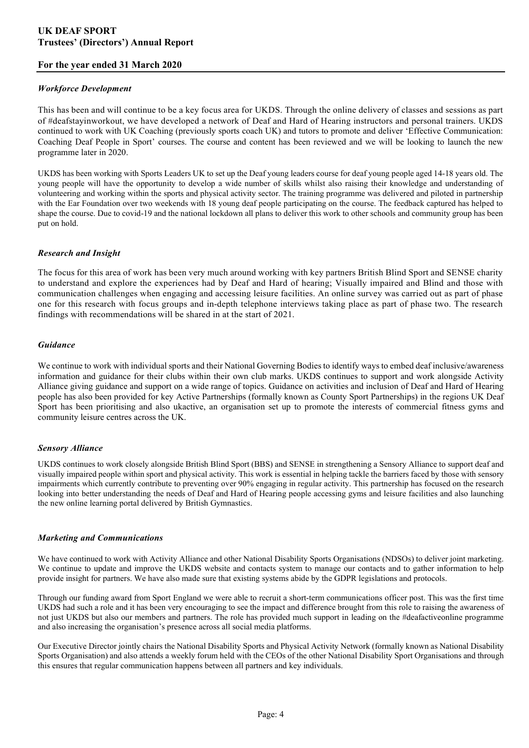### *Workforce Development*

This has been and will continue to be a key focus area for UKDS. Through the online delivery of classes and sessions as part of #deafstayinworkout, we have developed a network of Deaf and Hard of Hearing instructors and personal trainers. UKDS continued to work with UK Coaching (previously sports coach UK) and tutors to promote and deliver 'Effective Communication: Coaching Deaf People in Sport' courses. The course and content has been reviewed and we will be looking to launch the new programme later in 2020.

UKDS has been working with Sports Leaders UK to set up the Deaf young leaders course for deaf young people aged 14-18 years old. The young people will have the opportunity to develop a wide number of skills whilst also raising their knowledge and understanding of volunteering and working within the sports and physical activity sector. The training programme was delivered and piloted in partnership with the Ear Foundation over two weekends with 18 young deaf people participating on the course. The feedback captured has helped to shape the course. Due to covid-19 and the national lockdown all plans to deliver this work to other schools and community group has been put on hold.

### *Research and Insight*

The focus for this area of work has been very much around working with key partners British Blind Sport and SENSE charity to understand and explore the experiences had by Deaf and Hard of hearing; Visually impaired and Blind and those with communication challenges when engaging and accessing leisure facilities. An online survey was carried out as part of phase one for this research with focus groups and in-depth telephone interviews taking place as part of phase two. The research findings with recommendations will be shared in at the start of 2021.

### *Guidance*

We continue to work with individual sports and their National Governing Bodies to identify ways to embed deaf inclusive/awareness information and guidance for their clubs within their own club marks. UKDS continues to support and work alongside Activity Alliance giving guidance and support on a wide range of topics. Guidance on activities and inclusion of Deaf and Hard of Hearing people has also been provided for key Active Partnerships (formally known as County Sport Partnerships) in the regions UK Deaf Sport has been prioritising and also ukactive, an organisation set up to promote the interests of commercial fitness gyms and community leisure centres across the UK.

### *Sensory Alliance*

UKDS continues to work closely alongside British Blind Sport (BBS) and SENSE in strengthening a Sensory Alliance to support deaf and visually impaired people within sport and physical activity. This work is essential in helping tackle the barriers faced by those with sensory impairments which currently contribute to preventing over 90% engaging in regular activity. This partnership has focused on the research looking into better understanding the needs of Deaf and Hard of Hearing people accessing gyms and leisure facilities and also launching the new online learning portal delivered by British Gymnastics.

### *Marketing and Communications*

We have continued to work with Activity Alliance and other National Disability Sports Organisations (NDSOs) to deliver joint marketing. We continue to update and improve the UKDS website and contacts system to manage our contacts and to gather information to help provide insight for partners. We have also made sure that existing systems abide by the GDPR legislations and protocols.

Through our funding award from Sport England we were able to recruit a short-term communications officer post. This was the first time UKDS had such a role and it has been very encouraging to see the impact and difference brought from this role to raising the awareness of not just UKDS but also our members and partners. The role has provided much support in leading on the #deafactiveonline programme and also increasing the organisation's presence across all social media platforms.

Our Executive Director jointly chairs the National Disability Sports and Physical Activity Network (formally known as National Disability Sports Organisation) and also attends a weekly forum held with the CEOs of the other National Disability Sport Organisations and through this ensures that regular communication happens between all partners and key individuals.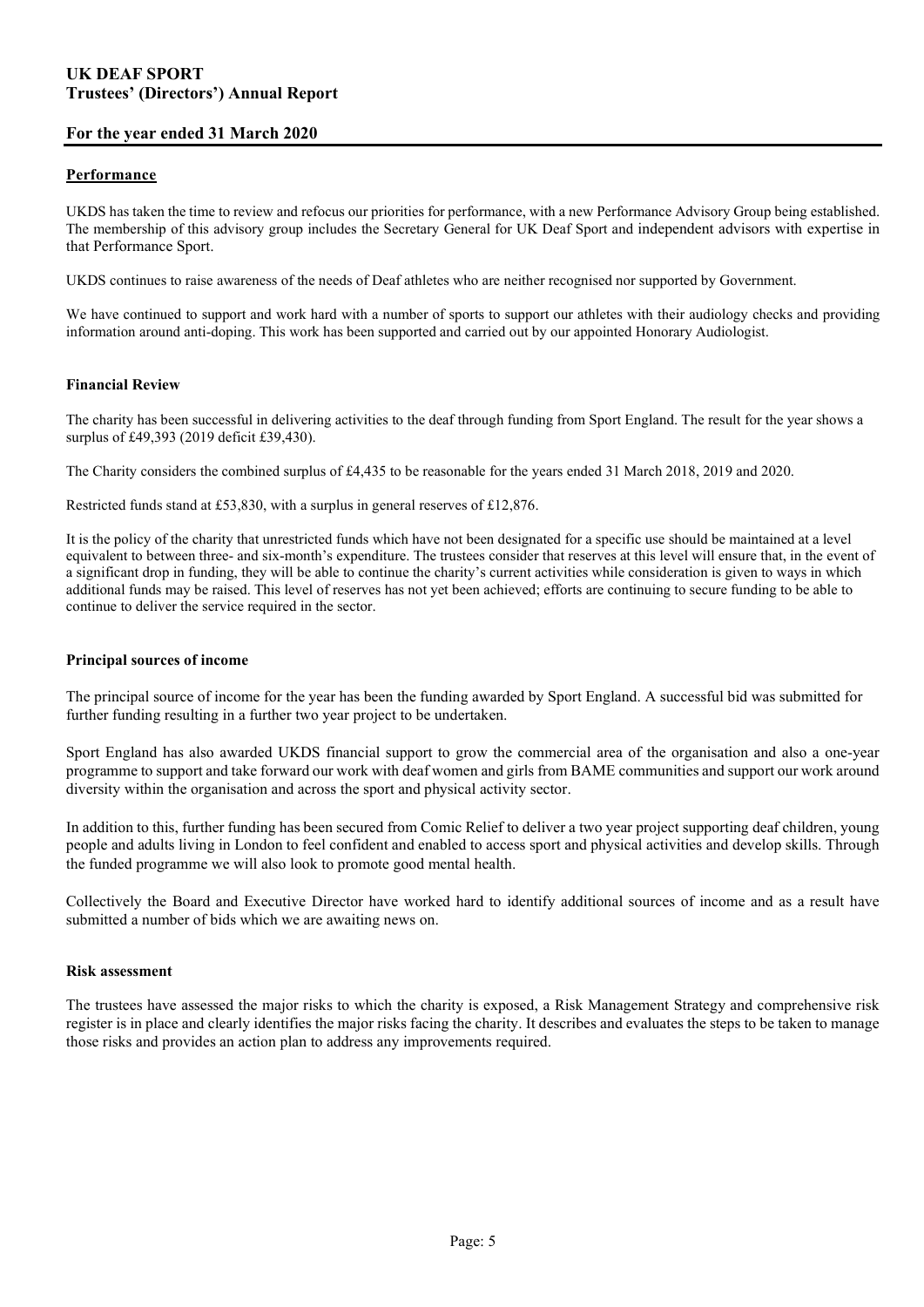## Performance

UKDS has taken the time to review and refocus our priorities for performance, with a new Performance Advisory Group being established. The membership of this advisory group includes the Secretary General for UK Deaf Sport and independent advisors with expertise in that Performance Sport.

UKDS continues to raise awareness of the needs of Deaf athletes who are neither recognised nor supported by Government.

We have continued to support and work hard with a number of sports to support our athletes with their audiology checks and providing information around anti-doping. This work has been supported and carried out by our appointed Honorary Audiologist.

### Financial Review

The charity has been successful in delivering activities to the deaf through funding from Sport England. The result for the year shows a surplus of £49,393 (2019 deficit £39,430).

The Charity considers the combined surplus of £4,435 to be reasonable for the years ended 31 March 2018, 2019 and 2020.

Restricted funds stand at £53,830, with a surplus in general reserves of £12,876.

It is the policy of the charity that unrestricted funds which have not been designated for a specific use should be maintained at a level equivalent to between three- and six-month's expenditure. The trustees consider that reserves at this level will ensure that, in the event of a significant drop in funding, they will be able to continue the charity's current activities while consideration is given to ways in which additional funds may be raised. This level of reserves has not yet been achieved; efforts are continuing to secure funding to be able to continue to deliver the service required in the sector.

### Principal sources of income

The principal source of income for the year has been the funding awarded by Sport England. A successful bid was submitted for further funding resulting in a further two year project to be undertaken.

Sport England has also awarded UKDS financial support to grow the commercial area of the organisation and also a one-year programme to support and take forward our work with deaf women and girls from BAME communities and support our work around diversity within the organisation and across the sport and physical activity sector.

In addition to this, further funding has been secured from Comic Relief to deliver a two year project supporting deaf children, young people and adults living in London to feel confident and enabled to access sport and physical activities and develop skills. Through the funded programme we will also look to promote good mental health.

Collectively the Board and Executive Director have worked hard to identify additional sources of income and as a result have submitted a number of bids which we are awaiting news on.

### Risk assessment

The trustees have assessed the major risks to which the charity is exposed, a Risk Management Strategy and comprehensive risk register is in place and clearly identifies the major risks facing the charity. It describes and evaluates the steps to be taken to manage those risks and provides an action plan to address any improvements required.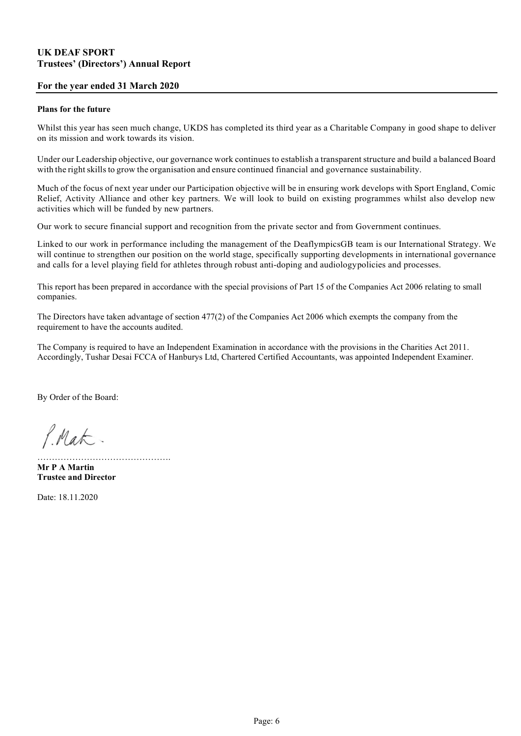# UK DEAF SPORT
## Trustees' (Directors') Annual Report

### For the year ended 31 March 2020

**Plans for the future**

Whilst this year has seen much change, UKDS has completed its third year as a Charitable Company in good shape to deliver on its mission and work towards its vision.

Under our Leadership objective, our governance work continues to establish a transparent structure and build a balanced Board with the right skills to grow the organisation and ensure continued financial and governance sustainability.

Much of the focus of next year under our Participation objective will be in ensuring work develops with Sport England, Comic Relief, Activity Alliance and other key partners. We will look to build on existing programmes whilst also develop new activities which will be funded by new partners.

Our work to secure financial support and recognition from the private sector and from Government continues.

Linked to our work in performance including the management of the DeaflympicsGB team is our International Strategy. We will continue to strengthen our position on the world stage, specifically supporting developments in international governance and calls for a level playing field for athletes through robust anti-doping and audiologypolicies and processes.

This report has been prepared in accordance with the special provisions of Part 15 of the Companies Act 2006 relating to small companies.

The Directors have taken advantage of section 477(2) of the Companies Act 2006 which exempts the company from the requirement to have the accounts audited.

The Company is required to have an Independent Examination in accordance with the provisions in the Charities Act 2011. Accordingly, Tushar Desai FCCA of Hanburys Ltd, Chartered Certified Accountants, was appointed Independent Examiner.

By Order of the Board:

P. Mat.

……………………………………….

**Mr P A Martin**
**Trustee and Director**

Date: 18.11.2020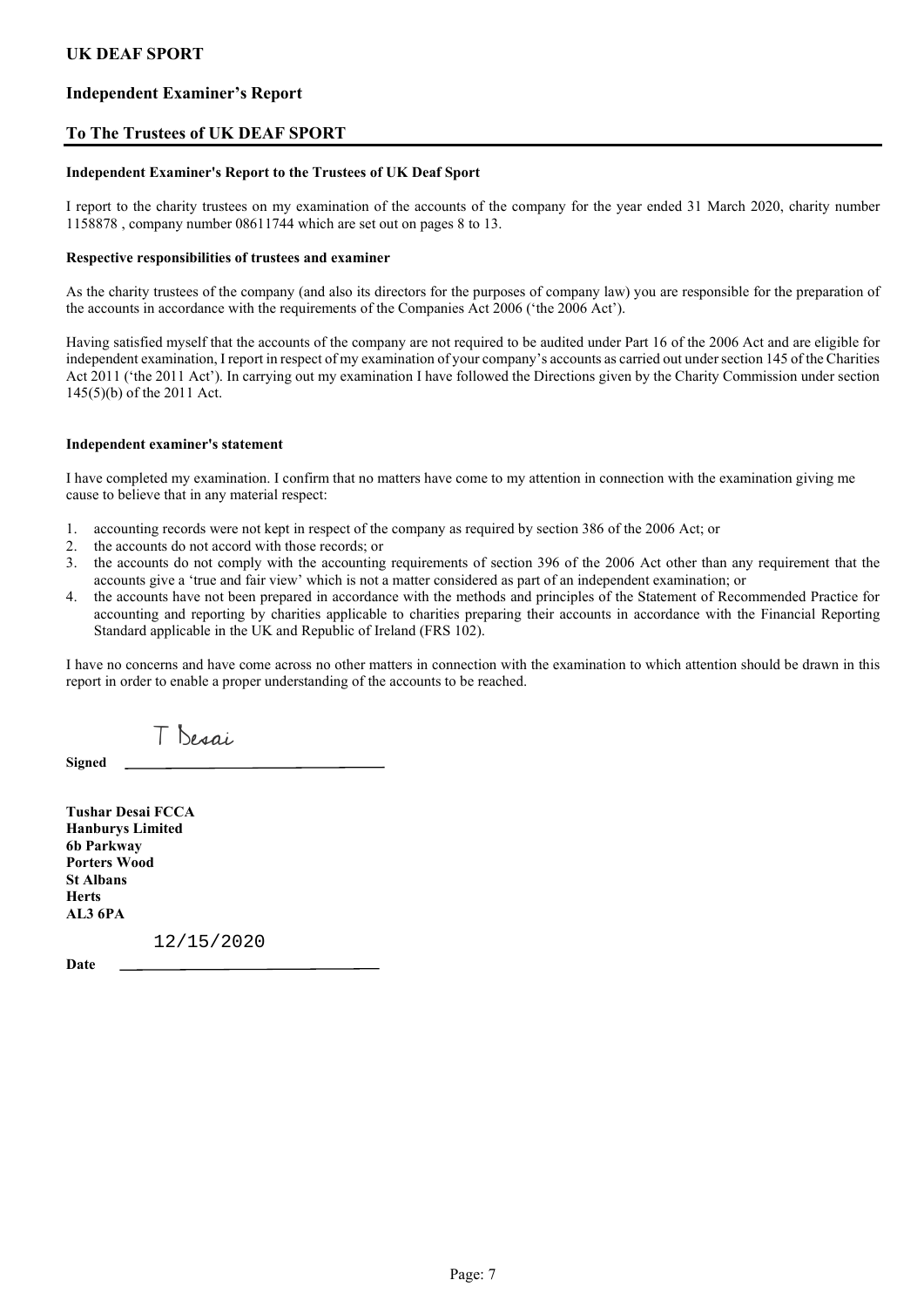# UK DEAF SPORT

## Independent Examiner's Report

## To The Trustees of UK DEAF SPORT

**Independent Examiner's Report to the Trustees of UK Deaf Sport**

I report to the charity trustees on my examination of the accounts of the company for the year ended 31 March 2020, charity number 1158878 , company number 08611744 which are set out on pages 8 to 13.

**Respective responsibilities of trustees and examiner**

As the charity trustees of the company (and also its directors for the purposes of company law) you are responsible for the preparation of the accounts in accordance with the requirements of the Companies Act 2006 ('the 2006 Act').

Having satisfied myself that the accounts of the company are not required to be audited under Part 16 of the 2006 Act and are eligible for independent examination, I report in respect of my examination of your company's accounts as carried out under section 145 of the Charities Act 2011 ('the 2011 Act'). In carrying out my examination I have followed the Directions given by the Charity Commission under section 145(5)(b) of the 2011 Act.

**Independent examiner's statement**

I have completed my examination. I confirm that no matters have come to my attention in connection with the examination giving me cause to believe that in any material respect:

1. accounting records were not kept in respect of the company as required by section 386 of the 2006 Act; or
2. the accounts do not accord with those records; or
3. the accounts do not comply with the accounting requirements of section 396 of the 2006 Act other than any requirement that the accounts give a 'true and fair view' which is not a matter considered as part of an independent examination; or
4. the accounts have not been prepared in accordance with the methods and principles of the Statement of Recommended Practice for accounting and reporting by charities applicable to charities preparing their accounts in accordance with the Financial Reporting Standard applicable in the UK and Republic of Ireland (FRS 102).

I have no concerns and have come across no other matters in connection with the examination to which attention should be drawn in this report in order to enable a proper understanding of the accounts to be reached.

**Signed** T Desai

**Tushar Desai FCCA**
**Hanburys Limited**
**6b Parkway**
**Porters Wood**
**St Albans**
**Herts**
**AL3 6PA**

**Date** 12/15/2020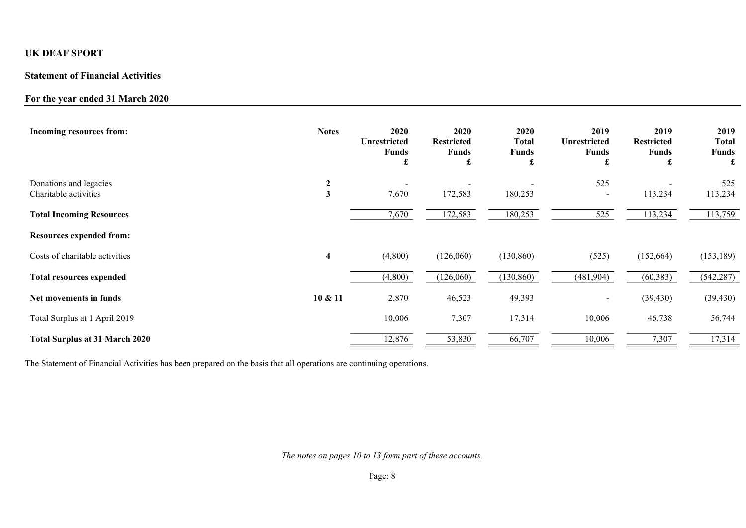**UK DEAF SPORT**

**Statement of Financial Activities**

**For the year ended 31 March 2020**

| **Incoming resources from:** | **Notes** | **2020 Unrestricted Funds £** | **2020 Restricted Funds £** | **2020 Total Funds £** | **2019 Unrestricted Funds £** | **2019 Restricted Funds £** | **2019 Total Funds £** |
|---|---|---|---|---|---|---|---|
| Donations and legacies | **2** | - | - | - | 525 | - | 525 |
| Charitable activities | **3** | 7,670 | 172,583 | 180,253 | - | 113,234 | 113,234 |
| **Total Incoming Resources** | | 7,670 | 172,583 | 180,253 | 525 | 113,234 | 113,759 |
| **Resources expended from:** | | | | | | | |
| Costs of charitable activities | **4** | (4,800) | (126,060) | (130,860) | (525) | (152,664) | (153,189) |
| **Total resources expended** | | (4,800) | (126,060) | (130,860) | (481,904) | (60,383) | (542,287) |
| **Net movements in funds** | **10 & 11** | 2,870 | 46,523 | 49,393 | - | (39,430) | (39,430) |
| Total Surplus at 1 April 2019 | | 10,006 | 7,307 | 17,314 | 10,006 | 46,738 | 56,744 |
| **Total Surplus at 31 March 2020** | | 12,876 | 53,830 | 66,707 | 10,006 | 7,307 | 17,314 |

The Statement of Financial Activities has been prepared on the basis that all operations are continuing operations.

*The notes on pages 10 to 13 form part of these accounts.*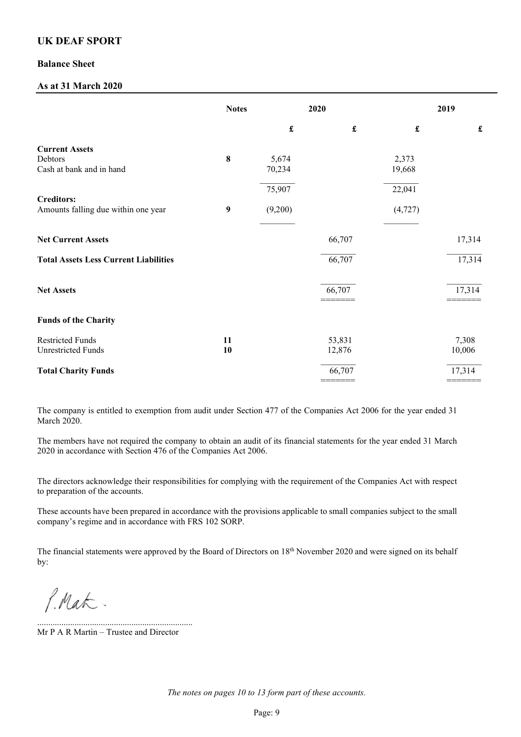# UK DEAF SPORT

## Balance Sheet

## As at 31 March 2020

| | Notes | 2020 | | 2019 | |
|---|---|---|---|---|---|
| | | £ | £ | £ | £ |
| **Current Assets** | | | | | |
| Debtors | 8 | 5,674 | | 2,373 | |
| Cash at bank and in hand | | 70,234 | | 19,668 | |
| | | 75,907 | | 22,041 | |
| **Creditors:** | | | | | |
| Amounts falling due within one year | 9 | (9,200) | | (4,727) | |
| **Net Current Assets** | | | 66,707 | | 17,314 |
| **Total Assets Less Current Liabilities** | | | 66,707 | | 17,314 |
| **Net Assets** | | | 66,707 | | 17,314 |
| **Funds of the Charity** | | | | | |
| Restricted Funds | 11 | | 53,831 | | 7,308 |
| Unrestricted Funds | 10 | | 12,876 | | 10,006 |
| **Total Charity Funds** | | | 66,707 | | 17,314 |

The company is entitled to exemption from audit under Section 477 of the Companies Act 2006 for the year ended 31 March 2020.

The members have not required the company to obtain an audit of its financial statements for the year ended 31 March 2020 in accordance with Section 476 of the Companies Act 2006.

The directors acknowledge their responsibilities for complying with the requirement of the Companies Act with respect to preparation of the accounts.

These accounts have been prepared in accordance with the provisions applicable to small companies subject to the small company's regime and in accordance with FRS 102 SORP.

The financial statements were approved by the Board of Directors on 18th November 2020 and were signed on its behalf by:

P. Mat.

......................................................................

Mr P A R Martin – Trustee and Director

*The notes on pages 10 to 13 form part of these accounts.*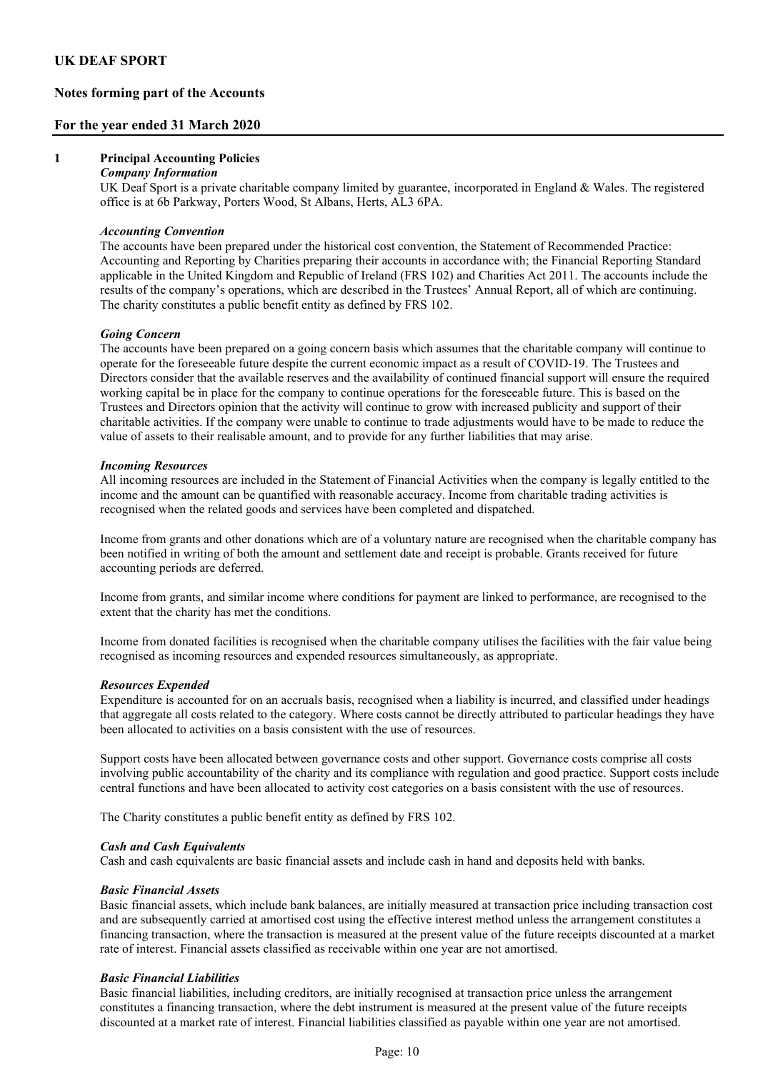# UK DEAF SPORT

## Notes forming part of the Accounts

## For the year ended 31 March 2020

### 1 Principal Accounting Policies

***Company Information***

UK Deaf Sport is a private charitable company limited by guarantee, incorporated in England & Wales. The registered office is at 6b Parkway, Porters Wood, St Albans, Herts, AL3 6PA.

***Accounting Convention***

The accounts have been prepared under the historical cost convention, the Statement of Recommended Practice: Accounting and Reporting by Charities preparing their accounts in accordance with; the Financial Reporting Standard applicable in the United Kingdom and Republic of Ireland (FRS 102) and Charities Act 2011. The accounts include the results of the company's operations, which are described in the Trustees' Annual Report, all of which are continuing. The charity constitutes a public benefit entity as defined by FRS 102.

***Going Concern***

The accounts have been prepared on a going concern basis which assumes that the charitable company will continue to operate for the foreseeable future despite the current economic impact as a result of COVID-19. The Trustees and Directors consider that the available reserves and the availability of continued financial support will ensure the required working capital be in place for the company to continue operations for the foreseeable future. This is based on the Trustees and Directors opinion that the activity will continue to grow with increased publicity and support of their charitable activities. If the company were unable to continue to trade adjustments would have to be made to reduce the value of assets to their realisable amount, and to provide for any further liabilities that may arise.

***Incoming Resources***

All incoming resources are included in the Statement of Financial Activities when the company is legally entitled to the income and the amount can be quantified with reasonable accuracy. Income from charitable trading activities is recognised when the related goods and services have been completed and dispatched.

Income from grants and other donations which are of a voluntary nature are recognised when the charitable company has been notified in writing of both the amount and settlement date and receipt is probable. Grants received for future accounting periods are deferred.

Income from grants, and similar income where conditions for payment are linked to performance, are recognised to the extent that the charity has met the conditions.

Income from donated facilities is recognised when the charitable company utilises the facilities with the fair value being recognised as incoming resources and expended resources simultaneously, as appropriate.

***Resources Expended***

Expenditure is accounted for on an accruals basis, recognised when a liability is incurred, and classified under headings that aggregate all costs related to the category. Where costs cannot be directly attributed to particular headings they have been allocated to activities on a basis consistent with the use of resources.

Support costs have been allocated between governance costs and other support. Governance costs comprise all costs involving public accountability of the charity and its compliance with regulation and good practice. Support costs include central functions and have been allocated to activity cost categories on a basis consistent with the use of resources.

The Charity constitutes a public benefit entity as defined by FRS 102.

***Cash and Cash Equivalents***

Cash and cash equivalents are basic financial assets and include cash in hand and deposits held with banks.

***Basic Financial Assets***

Basic financial assets, which include bank balances, are initially measured at transaction price including transaction cost and are subsequently carried at amortised cost using the effective interest method unless the arrangement constitutes a financing transaction, where the transaction is measured at the present value of the future receipts discounted at a market rate of interest. Financial assets classified as receivable within one year are not amortised.

***Basic Financial Liabilities***

Basic financial liabilities, including creditors, are initially recognised at transaction price unless the arrangement constitutes a financing transaction, where the debt instrument is measured at the present value of the future receipts discounted at a market rate of interest. Financial liabilities classified as payable within one year are not amortised.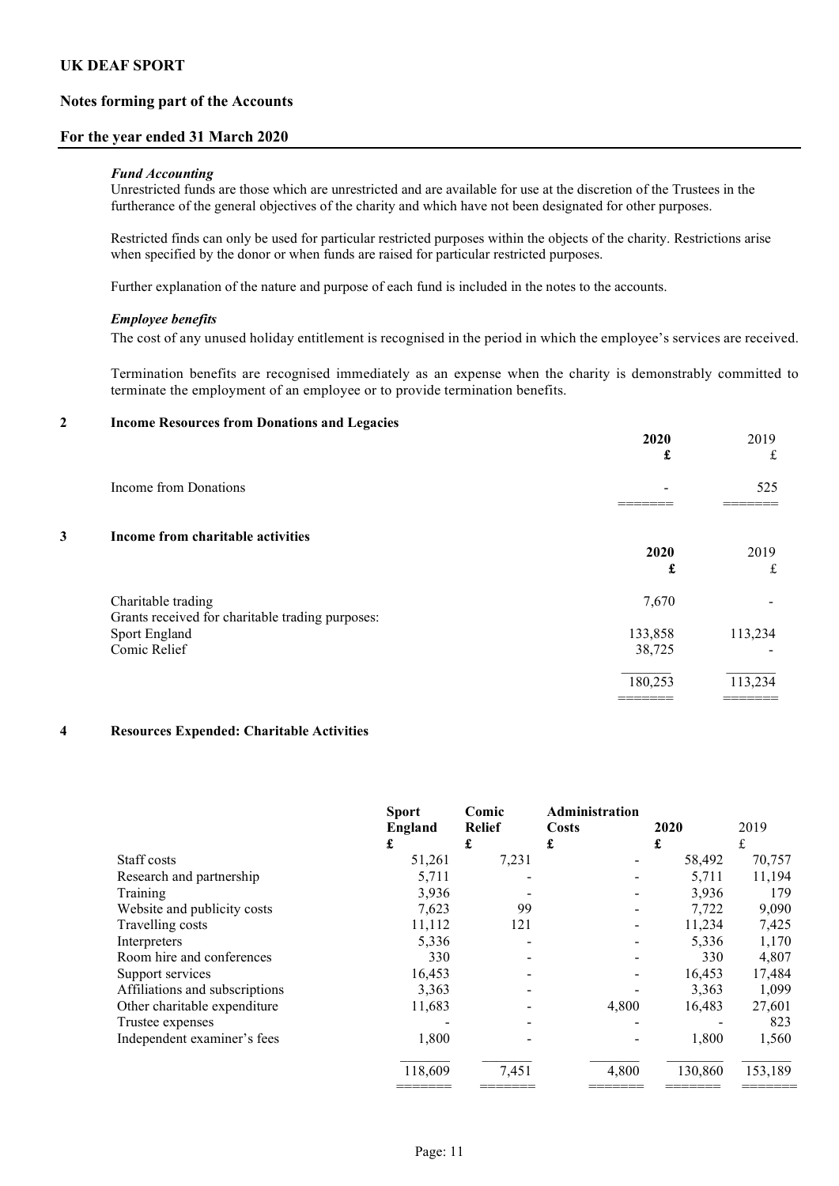## UK DEAF SPORT

## Notes forming part of the Accounts

## For the year ended 31 March 2020

### *Fund Accounting*

Unrestricted funds are those which are unrestricted and are available for use at the discretion of the Trustees in the furtherance of the general objectives of the charity and which have not been designated for other purposes.

Restricted finds can only be used for particular restricted purposes within the objects of the charity. Restrictions arise when specified by the donor or when funds are raised for particular restricted purposes.

Further explanation of the nature and purpose of each fund is included in the notes to the accounts.

### *Employee benefits*

The cost of any unused holiday entitlement is recognised in the period in which the employee's services are received.

Termination benefits are recognised immediately as an expense when the charity is demonstrably committed to terminate the employment of an employee or to provide termination benefits.

### 2 Income Resources from Donations and Legacies

| | **2020** | 2019 |
|---|---|---|
| | **£** | £ |
| Income from Donations | - | 525 |

### 3 Income from charitable activities

| | **2020** | 2019 |
|---|---|---|
| | **£** | £ |
| Charitable trading | 7,670 | - |
| Grants received for charitable trading purposes: | | |
| Sport England | 133,858 | 113,234 |
| Comic Relief | 38,725 | - |
| | 180,253 | 113,234 |

### 4 Resources Expended: Charitable Activities

| | **Sport England** | **Comic Relief** | **Administration Costs** | **2020** | 2019 |
|---|---|---|---|---|---|
| | **£** | **£** | **£** | **£** | £ |
| Staff costs | 51,261 | 7,231 | - | 58,492 | 70,757 |
| Research and partnership | 5,711 | - | - | 5,711 | 11,194 |
| Training | 3,936 | - | - | 3,936 | 179 |
| Website and publicity costs | 7,623 | 99 | - | 7,722 | 9,090 |
| Travelling costs | 11,112 | 121 | - | 11,234 | 7,425 |
| Interpreters | 5,336 | - | - | 5,336 | 1,170 |
| Room hire and conferences | 330 | - | - | 330 | 4,807 |
| Support services | 16,453 | - | - | 16,453 | 17,484 |
| Affiliations and subscriptions | 3,363 | - | - | 3,363 | 1,099 |
| Other charitable expenditure | 11,683 | - | 4,800 | 16,483 | 27,601 |
| Trustee expenses | - | - | - | - | 823 |
| Independent examiner's fees | 1,800 | - | - | 1,800 | 1,560 |
| | 118,609 | 7,451 | 4,800 | 130,860 | 153,189 |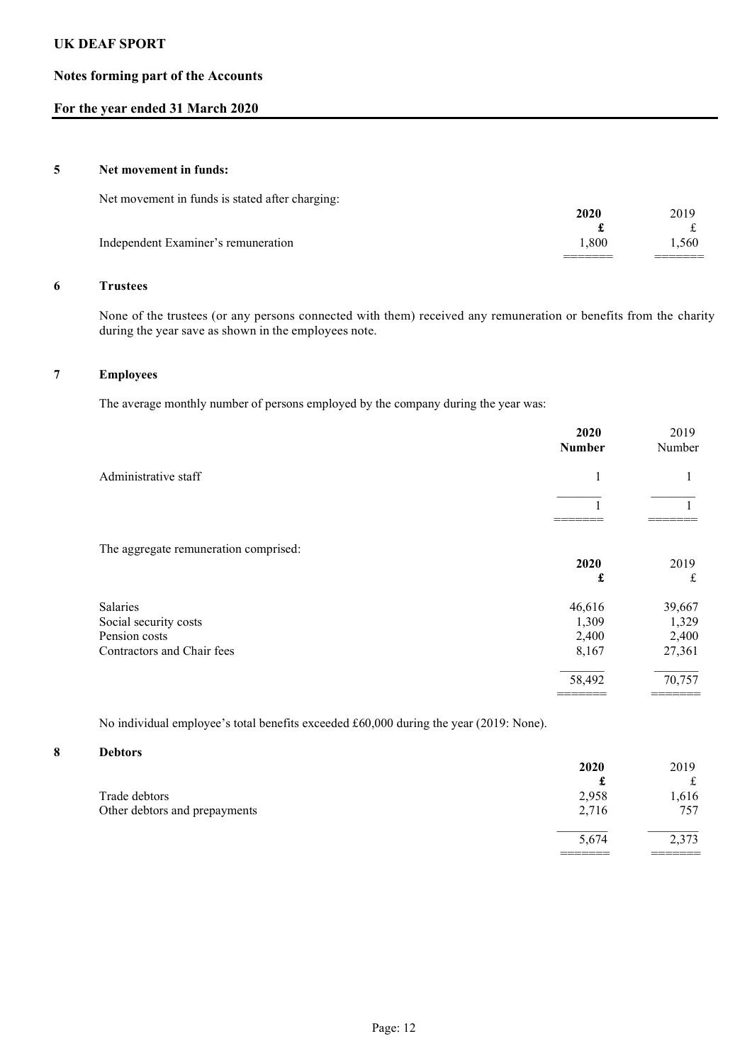# UK DEAF SPORT

## Notes forming part of the Accounts

## For the year ended 31 March 2020

### 5 Net movement in funds:

Net movement in funds is stated after charging:

| | **2020** | 2019 |
|---|---|---|
| | **£** | £ |
| Independent Examiner's remuneration | 1,800 | 1,560 |

### 6 Trustees

None of the trustees (or any persons connected with them) received any remuneration or benefits from the charity during the year save as shown in the employees note.

### 7 Employees

The average monthly number of persons employed by the company during the year was:

| | **2020** | 2019 |
|---|---|---|
| | **Number** | Number |
| Administrative staff | 1 | 1 |
| | 1 | 1 |

The aggregate remuneration comprised:

| | **2020** | 2019 |
|---|---|---|
| | **£** | £ |
| Salaries | 46,616 | 39,667 |
| Social security costs | 1,309 | 1,329 |
| Pension costs | 2,400 | 2,400 |
| Contractors and Chair fees | 8,167 | 27,361 |
| | 58,492 | 70,757 |

No individual employee's total benefits exceeded £60,000 during the year (2019: None).

### 8 Debtors

| | **2020** | 2019 |
|---|---|---|
| | **£** | £ |
| Trade debtors | 2,958 | 1,616 |
| Other debtors and prepayments | 2,716 | 757 |
| | 5,674 | 2,373 |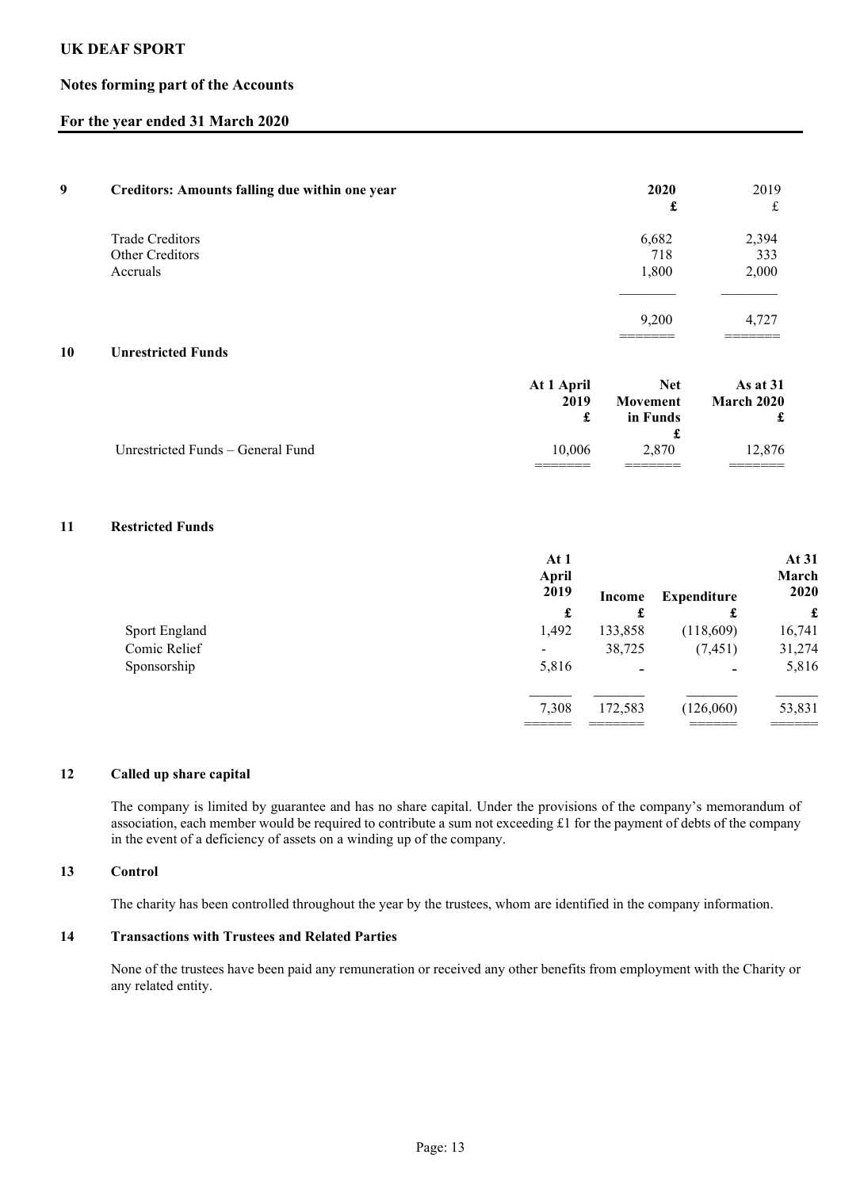## 9 Creditors: Amounts falling due within one year

| | 2020 £ | 2019 £ |
|---|---|---|
| Trade Creditors | 6,682 | 2,394 |
| Other Creditors | 718 | 333 |
| Accruals | 1,800 | 2,000 |
| | 9,200 | 4,727 |

## 10 Unrestricted Funds

| | At 1 April 2019 £ | Net Movement in Funds £ | As at 31 March 2020 £ |
|---|---|---|---|
| Unrestricted Funds – General Fund | 10,006 | 2,870 | 12,876 |

## 11 Restricted Funds

| | At 1 April 2019 £ | Income £ | Expenditure £ | At 31 March 2020 £ |
|---|---|---|---|---|
| Sport England | 1,492 | 133,858 | (118,609) | 16,741 |
| Comic Relief | - | 38,725 | (7,451) | 31,274 |
| Sponsorship | 5,816 | - | - | 5,816 |
| | 7,308 | 172,583 | (126,060) | 53,831 |

## 12 Called up share capital

The company is limited by guarantee and has no share capital. Under the provisions of the company's memorandum of association, each member would be required to contribute a sum not exceeding £1 for the payment of debts of the company in the event of a deficiency of assets on a winding up of the company.

## 13 Control

The charity has been controlled throughout the year by the trustees, whom are identified in the company information.

## 14 Transactions with Trustees and Related Parties

None of the trustees have been paid any remuneration or received any other benefits from employment with the Charity or any related entity.